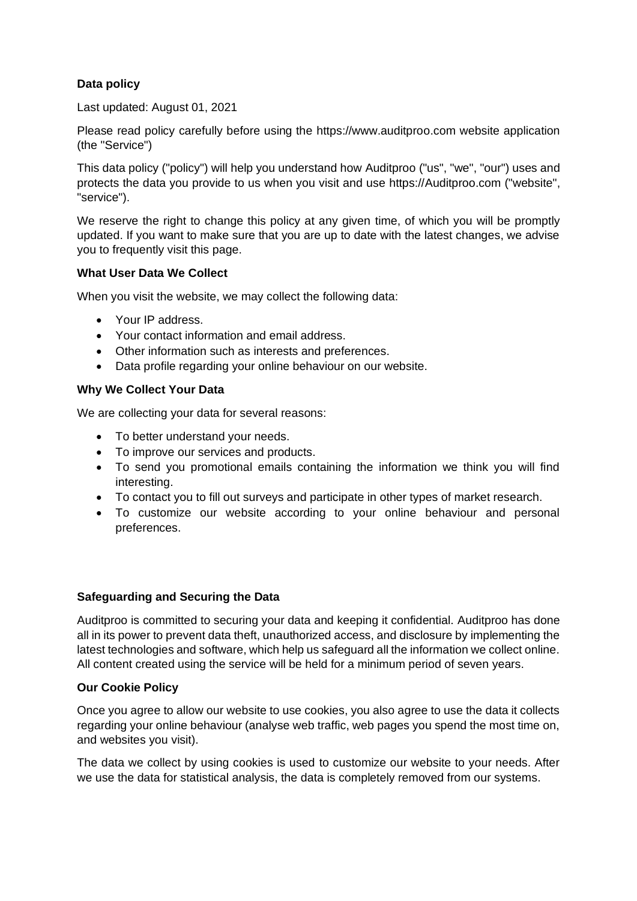**Data policy**

Last updated: August 01, 2021

Please read policy carefully before using the https://www.auditproo.com website application (the "Service")

This data policy ("policy") will help you understand how Auditproo ("us", "we", "our") uses and protects the data you provide to us when you visit and use https://Auditproo.com ("website", "service").

We reserve the right to change this policy at any given time, of which you will be promptly updated. If you want to make sure that you are up to date with the latest changes, we advise you to frequently visit this page.

**What User Data We Collect**

When you visit the website, we may collect the following data:

- Your IP address.
- Your contact information and email address.
- Other information such as interests and preferences.
- Data profile regarding your online behaviour on our website.

**Why We Collect Your Data**

We are collecting your data for several reasons:

- To better understand your needs.
- To improve our services and products.
- To send you promotional emails containing the information we think you will find interesting.
- To contact you to fill out surveys and participate in other types of market research.
- To customize our website according to your online behaviour and personal preferences.

**Safeguarding and Securing the Data**

Auditproo is committed to securing your data and keeping it confidential. Auditproo has done all in its power to prevent data theft, unauthorized access, and disclosure by implementing the latest technologies and software, which help us safeguard all the information we collect online. All content created using the service will be held for a minimum period of seven years.

**Our Cookie Policy**

Once you agree to allow our website to use cookies, you also agree to use the data it collects regarding your online behaviour (analyse web traffic, web pages you spend the most time on, and websites you visit).

The data we collect by using cookies is used to customize our website to your needs. After we use the data for statistical analysis, the data is completely removed from our systems.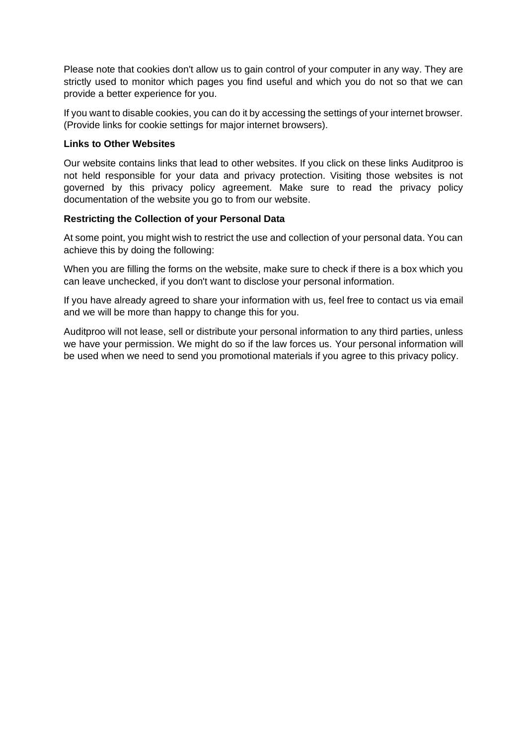Please note that cookies don't allow us to gain control of your computer in any way. They are strictly used to monitor which pages you find useful and which you do not so that we can provide a better experience for you.

If you want to disable cookies, you can do it by accessing the settings of your internet browser. (Provide links for cookie settings for major internet browsers).

**Links to Other Websites**

Our website contains links that lead to other websites. If you click on these links Auditproo is not held responsible for your data and privacy protection. Visiting those websites is not governed by this privacy policy agreement. Make sure to read the privacy policy documentation of the website you go to from our website.

**Restricting the Collection of your Personal Data**

At some point, you might wish to restrict the use and collection of your personal data. You can achieve this by doing the following:

When you are filling the forms on the website, make sure to check if there is a box which you can leave unchecked, if you don't want to disclose your personal information.

If you have already agreed to share your information with us, feel free to contact us via email and we will be more than happy to change this for you.

Auditproo will not lease, sell or distribute your personal information to any third parties, unless we have your permission. We might do so if the law forces us. Your personal information will be used when we need to send you promotional materials if you agree to this privacy policy.